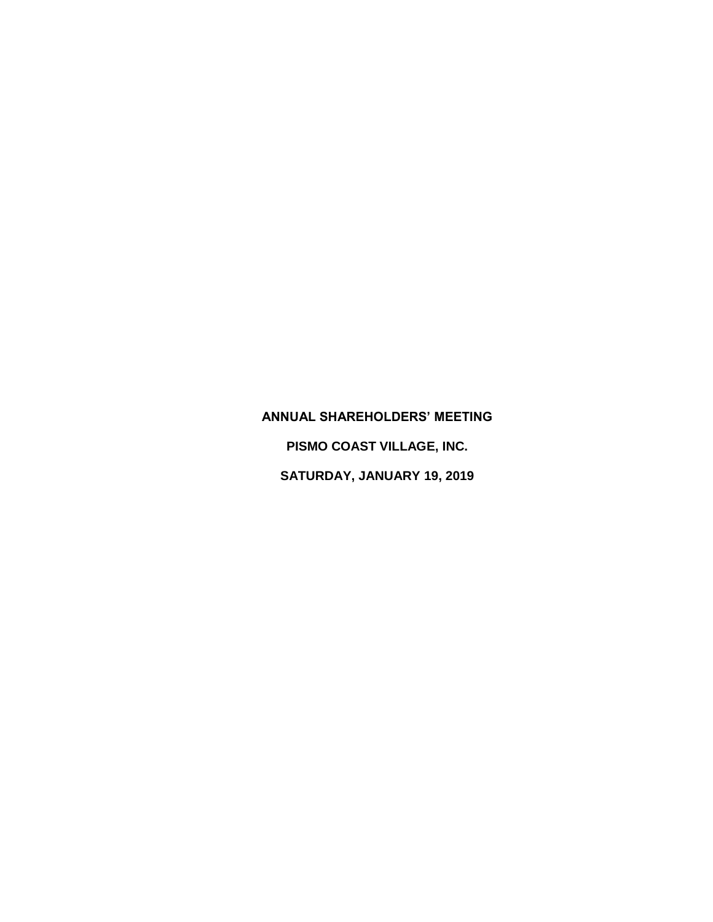# ANNUAL SHAREHOLDERS' MEETING

# PISMO COAST VILLAGE, INC.

# SATURDAY, JANUARY 19, 2019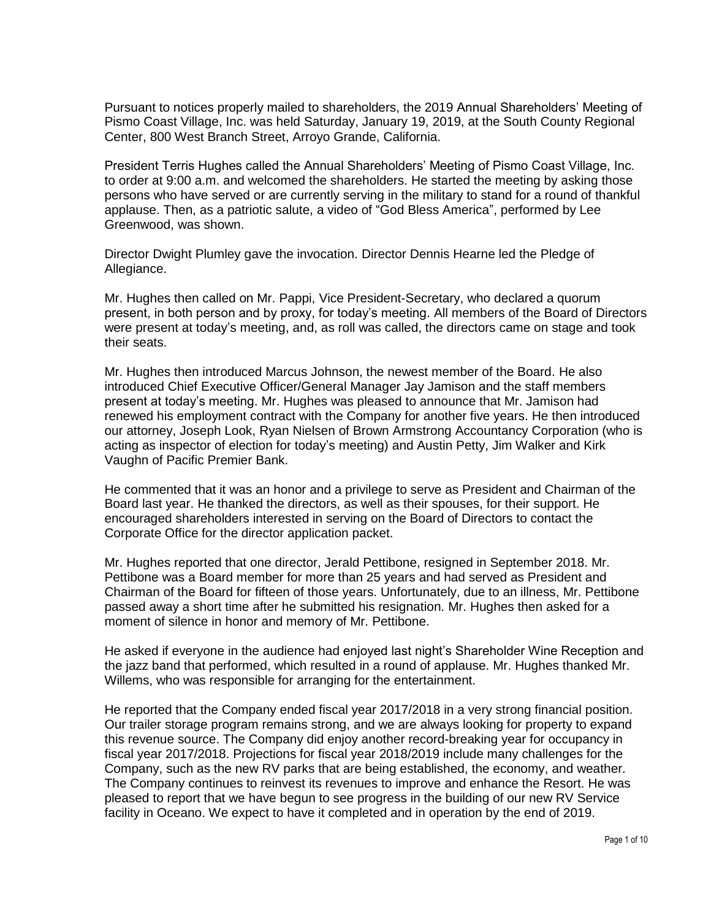Pursuant to notices properly mailed to shareholders, the 2019 Annual Shareholders' Meeting of Pismo Coast Village, Inc. was held Saturday, January 19, 2019, at the South County Regional Center, 800 West Branch Street, Arroyo Grande, California.

President Terris Hughes called the Annual Shareholders' Meeting of Pismo Coast Village, Inc. to order at 9:00 a.m. and welcomed the shareholders. He started the meeting by asking those persons who have served or are currently serving in the military to stand for a round of thankful applause. Then, as a patriotic salute, a video of "God Bless America", performed by Lee Greenwood, was shown.

Director Dwight Plumley gave the invocation. Director Dennis Hearne led the Pledge of Allegiance.

Mr. Hughes then called on Mr. Pappi, Vice President-Secretary, who declared a quorum present, in both person and by proxy, for today's meeting. All members of the Board of Directors were present at today's meeting, and, as roll was called, the directors came on stage and took their seats.

Mr. Hughes then introduced Marcus Johnson, the newest member of the Board. He also introduced Chief Executive Officer/General Manager Jay Jamison and the staff members present at today's meeting. Mr. Hughes was pleased to announce that Mr. Jamison had renewed his employment contract with the Company for another five years. He then introduced our attorney, Joseph Look, Ryan Nielsen of Brown Armstrong Accountancy Corporation (who is acting as inspector of election for today's meeting) and Austin Petty, Jim Walker and Kirk Vaughn of Pacific Premier Bank.

He commented that it was an honor and a privilege to serve as President and Chairman of the Board last year. He thanked the directors, as well as their spouses, for their support. He encouraged shareholders interested in serving on the Board of Directors to contact the Corporate Office for the director application packet.

Mr. Hughes reported that one director, Jerald Pettibone, resigned in September 2018. Mr. Pettibone was a Board member for more than 25 years and had served as President and Chairman of the Board for fifteen of those years. Unfortunately, due to an illness, Mr. Pettibone passed away a short time after he submitted his resignation. Mr. Hughes then asked for a moment of silence in honor and memory of Mr. Pettibone.

He asked if everyone in the audience had enjoyed last night's Shareholder Wine Reception and the jazz band that performed, which resulted in a round of applause. Mr. Hughes thanked Mr. Willems, who was responsible for arranging for the entertainment.

He reported that the Company ended fiscal year 2017/2018 in a very strong financial position. Our trailer storage program remains strong, and we are always looking for property to expand this revenue source. The Company did enjoy another record-breaking year for occupancy in fiscal year 2017/2018. Projections for fiscal year 2018/2019 include many challenges for the Company, such as the new RV parks that are being established, the economy, and weather. The Company continues to reinvest its revenues to improve and enhance the Resort. He was pleased to report that we have begun to see progress in the building of our new RV Service facility in Oceano. We expect to have it completed and in operation by the end of 2019.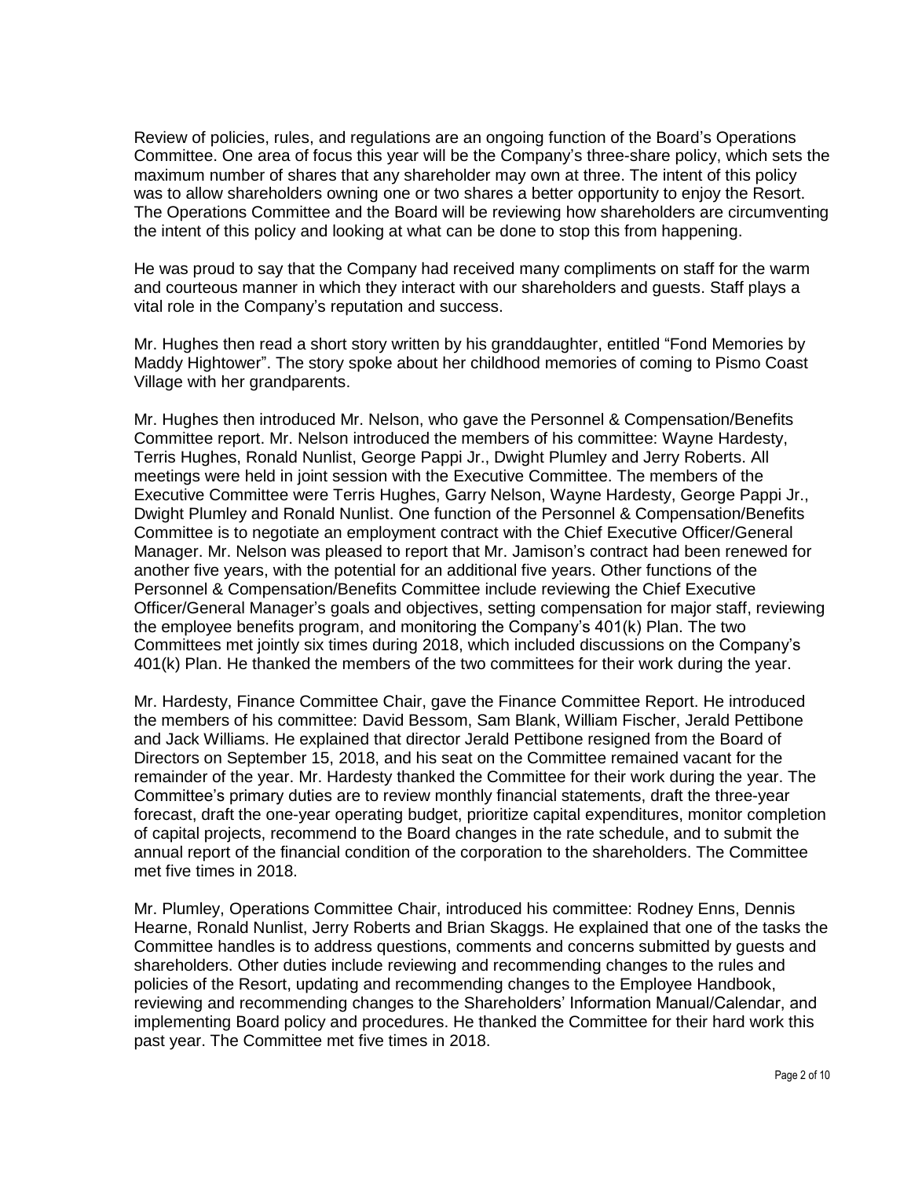Review of policies, rules, and regulations are an ongoing function of the Board's Operations Committee. One area of focus this year will be the Company's three-share policy, which sets the maximum number of shares that any shareholder may own at three. The intent of this policy was to allow shareholders owning one or two shares a better opportunity to enjoy the Resort. The Operations Committee and the Board will be reviewing how shareholders are circumventing the intent of this policy and looking at what can be done to stop this from happening.

He was proud to say that the Company had received many compliments on staff for the warm and courteous manner in which they interact with our shareholders and guests. Staff plays a vital role in the Company's reputation and success.

Mr. Hughes then read a short story written by his granddaughter, entitled "Fond Memories by Maddy Hightower". The story spoke about her childhood memories of coming to Pismo Coast Village with her grandparents.

Mr. Hughes then introduced Mr. Nelson, who gave the Personnel & Compensation/Benefits Committee report. Mr. Nelson introduced the members of his committee: Wayne Hardesty, Terris Hughes, Ronald Nunlist, George Pappi Jr., Dwight Plumley and Jerry Roberts. All meetings were held in joint session with the Executive Committee. The members of the Executive Committee were Terris Hughes, Garry Nelson, Wayne Hardesty, George Pappi Jr., Dwight Plumley and Ronald Nunlist. One function of the Personnel & Compensation/Benefits Committee is to negotiate an employment contract with the Chief Executive Officer/General Manager. Mr. Nelson was pleased to report that Mr. Jamison's contract had been renewed for another five years, with the potential for an additional five years. Other functions of the Personnel & Compensation/Benefits Committee include reviewing the Chief Executive Officer/General Manager's goals and objectives, setting compensation for major staff, reviewing the employee benefits program, and monitoring the Company's 401(k) Plan. The two Committees met jointly six times during 2018, which included discussions on the Company's 401(k) Plan. He thanked the members of the two committees for their work during the year.

Mr. Hardesty, Finance Committee Chair, gave the Finance Committee Report. He introduced the members of his committee: David Bessom, Sam Blank, William Fischer, Jerald Pettibone and Jack Williams. He explained that director Jerald Pettibone resigned from the Board of Directors on September 15, 2018, and his seat on the Committee remained vacant for the remainder of the year. Mr. Hardesty thanked the Committee for their work during the year. The Committee's primary duties are to review monthly financial statements, draft the three-year forecast, draft the one-year operating budget, prioritize capital expenditures, monitor completion of capital projects, recommend to the Board changes in the rate schedule, and to submit the annual report of the financial condition of the corporation to the shareholders. The Committee met five times in 2018.

Mr. Plumley, Operations Committee Chair, introduced his committee: Rodney Enns, Dennis Hearne, Ronald Nunlist, Jerry Roberts and Brian Skaggs. He explained that one of the tasks the Committee handles is to address questions, comments and concerns submitted by guests and shareholders. Other duties include reviewing and recommending changes to the rules and policies of the Resort, updating and recommending changes to the Employee Handbook, reviewing and recommending changes to the Shareholders' Information Manual/Calendar, and implementing Board policy and procedures. He thanked the Committee for their hard work this past year. The Committee met five times in 2018.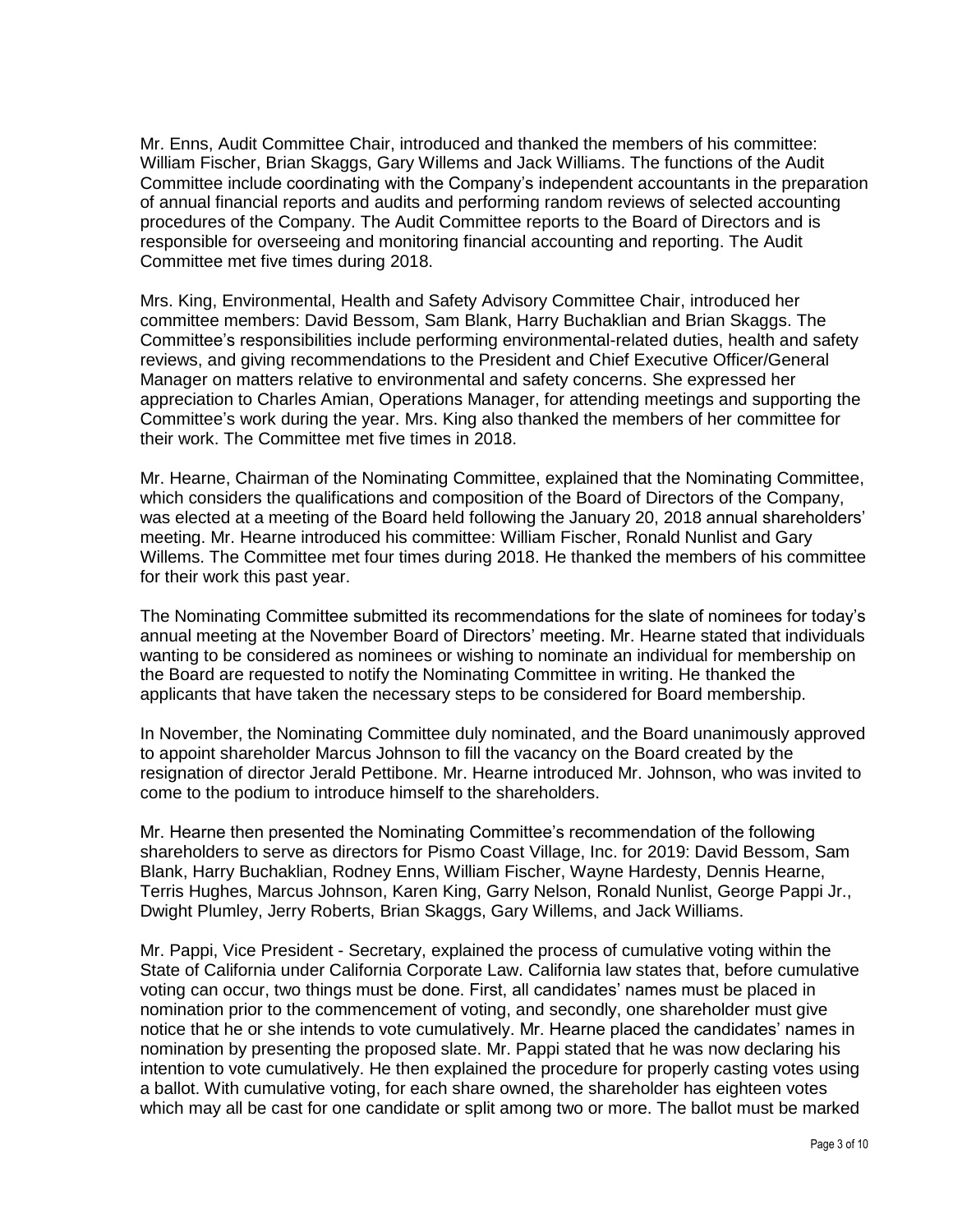Mr. Enns, Audit Committee Chair, introduced and thanked the members of his committee: William Fischer, Brian Skaggs, Gary Willems and Jack Williams. The functions of the Audit Committee include coordinating with the Company's independent accountants in the preparation of annual financial reports and audits and performing random reviews of selected accounting procedures of the Company. The Audit Committee reports to the Board of Directors and is responsible for overseeing and monitoring financial accounting and reporting. The Audit Committee met five times during 2018.

Mrs. King, Environmental, Health and Safety Advisory Committee Chair, introduced her committee members: David Bessom, Sam Blank, Harry Buchaklian and Brian Skaggs. The Committee's responsibilities include performing environmental-related duties, health and safety reviews, and giving recommendations to the President and Chief Executive Officer/General Manager on matters relative to environmental and safety concerns. She expressed her appreciation to Charles Amian, Operations Manager, for attending meetings and supporting the Committee's work during the year. Mrs. King also thanked the members of her committee for their work. The Committee met five times in 2018.

Mr. Hearne, Chairman of the Nominating Committee, explained that the Nominating Committee, which considers the qualifications and composition of the Board of Directors of the Company, was elected at a meeting of the Board held following the January 20, 2018 annual shareholders' meeting. Mr. Hearne introduced his committee: William Fischer, Ronald Nunlist and Gary Willems. The Committee met four times during 2018. He thanked the members of his committee for their work this past year.

The Nominating Committee submitted its recommendations for the slate of nominees for today's annual meeting at the November Board of Directors' meeting. Mr. Hearne stated that individuals wanting to be considered as nominees or wishing to nominate an individual for membership on the Board are requested to notify the Nominating Committee in writing. He thanked the applicants that have taken the necessary steps to be considered for Board membership.

In November, the Nominating Committee duly nominated, and the Board unanimously approved to appoint shareholder Marcus Johnson to fill the vacancy on the Board created by the resignation of director Jerald Pettibone. Mr. Hearne introduced Mr. Johnson, who was invited to come to the podium to introduce himself to the shareholders.

Mr. Hearne then presented the Nominating Committee's recommendation of the following shareholders to serve as directors for Pismo Coast Village, Inc. for 2019: David Bessom, Sam Blank, Harry Buchaklian, Rodney Enns, William Fischer, Wayne Hardesty, Dennis Hearne, Terris Hughes, Marcus Johnson, Karen King, Garry Nelson, Ronald Nunlist, George Pappi Jr., Dwight Plumley, Jerry Roberts, Brian Skaggs, Gary Willems, and Jack Williams.

Mr. Pappi, Vice President - Secretary, explained the process of cumulative voting within the State of California under California Corporate Law. California law states that, before cumulative voting can occur, two things must be done. First, all candidates' names must be placed in nomination prior to the commencement of voting, and secondly, one shareholder must give notice that he or she intends to vote cumulatively. Mr. Hearne placed the candidates' names in nomination by presenting the proposed slate. Mr. Pappi stated that he was now declaring his intention to vote cumulatively. He then explained the procedure for properly casting votes using a ballot. With cumulative voting, for each share owned, the shareholder has eighteen votes which may all be cast for one candidate or split among two or more. The ballot must be marked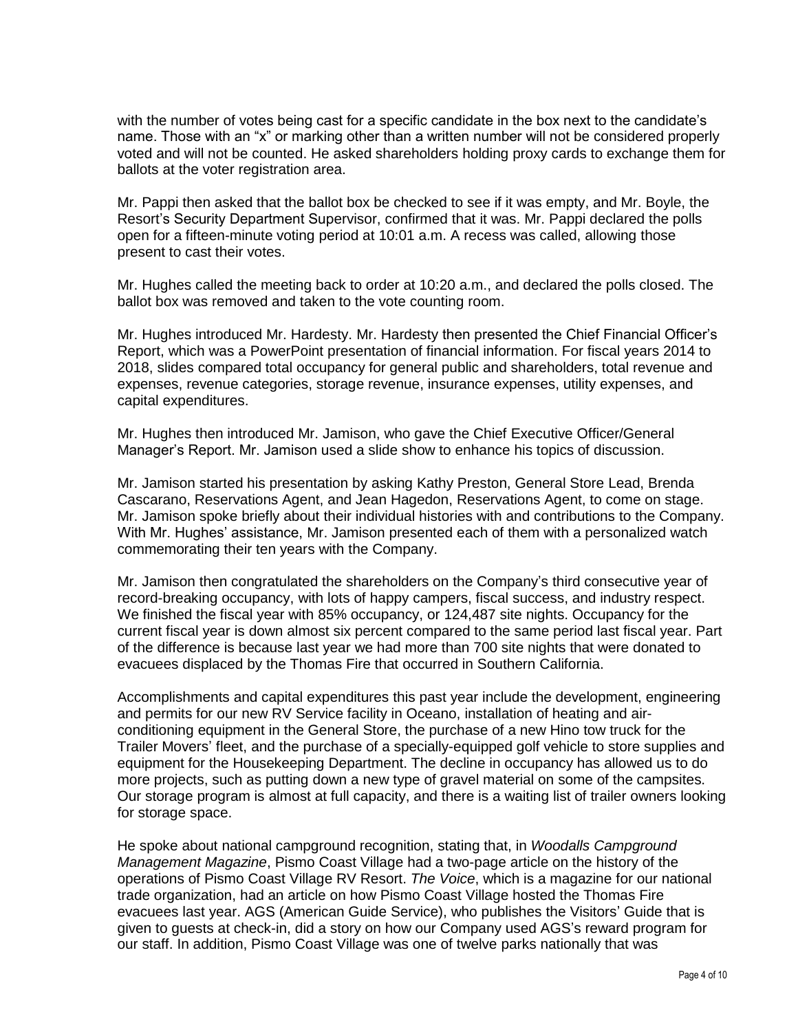with the number of votes being cast for a specific candidate in the box next to the candidate's name. Those with an "x" or marking other than a written number will not be considered properly voted and will not be counted. He asked shareholders holding proxy cards to exchange them for ballots at the voter registration area.

Mr. Pappi then asked that the ballot box be checked to see if it was empty, and Mr. Boyle, the Resort's Security Department Supervisor, confirmed that it was. Mr. Pappi declared the polls open for a fifteen-minute voting period at 10:01 a.m. A recess was called, allowing those present to cast their votes.

Mr. Hughes called the meeting back to order at 10:20 a.m., and declared the polls closed. The ballot box was removed and taken to the vote counting room.

Mr. Hughes introduced Mr. Hardesty. Mr. Hardesty then presented the Chief Financial Officer's Report, which was a PowerPoint presentation of financial information. For fiscal years 2014 to 2018, slides compared total occupancy for general public and shareholders, total revenue and expenses, revenue categories, storage revenue, insurance expenses, utility expenses, and capital expenditures.

Mr. Hughes then introduced Mr. Jamison, who gave the Chief Executive Officer/General Manager's Report. Mr. Jamison used a slide show to enhance his topics of discussion.

Mr. Jamison started his presentation by asking Kathy Preston, General Store Lead, Brenda Cascarano, Reservations Agent, and Jean Hagedon, Reservations Agent, to come on stage. Mr. Jamison spoke briefly about their individual histories with and contributions to the Company. With Mr. Hughes' assistance, Mr. Jamison presented each of them with a personalized watch commemorating their ten years with the Company.

Mr. Jamison then congratulated the shareholders on the Company's third consecutive year of record-breaking occupancy, with lots of happy campers, fiscal success, and industry respect. We finished the fiscal year with 85% occupancy, or 124,487 site nights. Occupancy for the current fiscal year is down almost six percent compared to the same period last fiscal year. Part of the difference is because last year we had more than 700 site nights that were donated to evacuees displaced by the Thomas Fire that occurred in Southern California.

Accomplishments and capital expenditures this past year include the development, engineering and permits for our new RV Service facility in Oceano, installation of heating and air-conditioning equipment in the General Store, the purchase of a new Hino tow truck for the Trailer Movers' fleet, and the purchase of a specially-equipped golf vehicle to store supplies and equipment for the Housekeeping Department. The decline in occupancy has allowed us to do more projects, such as putting down a new type of gravel material on some of the campsites. Our storage program is almost at full capacity, and there is a waiting list of trailer owners looking for storage space.

He spoke about national campground recognition, stating that, in *Woodalls Campground Management Magazine*, Pismo Coast Village had a two-page article on the history of the operations of Pismo Coast Village RV Resort. *The Voice*, which is a magazine for our national trade organization, had an article on how Pismo Coast Village hosted the Thomas Fire evacuees last year. AGS (American Guide Service), who publishes the Visitors' Guide that is given to guests at check-in, did a story on how our Company used AGS's reward program for our staff. In addition, Pismo Coast Village was one of twelve parks nationally that was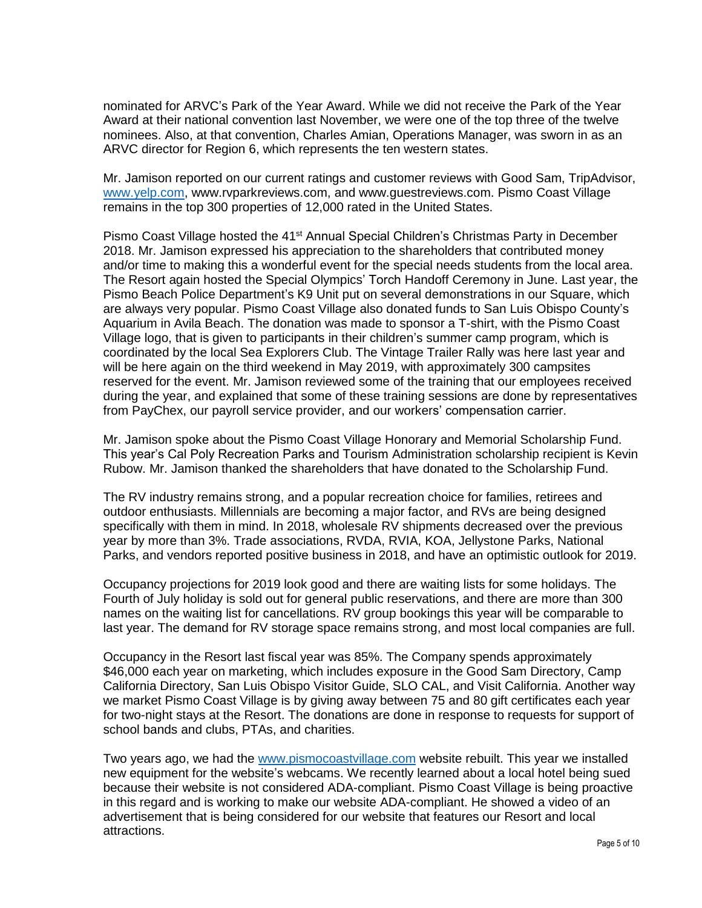nominated for ARVC's Park of the Year Award. While we did not receive the Park of the Year Award at their national convention last November, we were one of the top three of the twelve nominees. Also, at that convention, Charles Amian, Operations Manager, was sworn in as an ARVC director for Region 6, which represents the ten western states.

Mr. Jamison reported on our current ratings and customer reviews with Good Sam, TripAdvisor, www.yelp.com, www.rvparkreviews.com, and www.guestreviews.com. Pismo Coast Village remains in the top 300 properties of 12,000 rated in the United States.

Pismo Coast Village hosted the 41st Annual Special Children's Christmas Party in December 2018. Mr. Jamison expressed his appreciation to the shareholders that contributed money and/or time to making this a wonderful event for the special needs students from the local area. The Resort again hosted the Special Olympics' Torch Handoff Ceremony in June. Last year, the Pismo Beach Police Department's K9 Unit put on several demonstrations in our Square, which are always very popular. Pismo Coast Village also donated funds to San Luis Obispo County's Aquarium in Avila Beach. The donation was made to sponsor a T-shirt, with the Pismo Coast Village logo, that is given to participants in their children's summer camp program, which is coordinated by the local Sea Explorers Club. The Vintage Trailer Rally was here last year and will be here again on the third weekend in May 2019, with approximately 300 campsites reserved for the event. Mr. Jamison reviewed some of the training that our employees received during the year, and explained that some of these training sessions are done by representatives from PayChex, our payroll service provider, and our workers' compensation carrier.

Mr. Jamison spoke about the Pismo Coast Village Honorary and Memorial Scholarship Fund. This year's Cal Poly Recreation Parks and Tourism Administration scholarship recipient is Kevin Rubow. Mr. Jamison thanked the shareholders that have donated to the Scholarship Fund.

The RV industry remains strong, and a popular recreation choice for families, retirees and outdoor enthusiasts. Millennials are becoming a major factor, and RVs are being designed specifically with them in mind. In 2018, wholesale RV shipments decreased over the previous year by more than 3%. Trade associations, RVDA, RVIA, KOA, Jellystone Parks, National Parks, and vendors reported positive business in 2018, and have an optimistic outlook for 2019.

Occupancy projections for 2019 look good and there are waiting lists for some holidays. The Fourth of July holiday is sold out for general public reservations, and there are more than 300 names on the waiting list for cancellations. RV group bookings this year will be comparable to last year. The demand for RV storage space remains strong, and most local companies are full.

Occupancy in the Resort last fiscal year was 85%. The Company spends approximately $46,000 each year on marketing, which includes exposure in the Good Sam Directory, Camp California Directory, San Luis Obispo Visitor Guide, SLO CAL, and Visit California. Another way we market Pismo Coast Village is by giving away between 75 and 80 gift certificates each year for two-night stays at the Resort. The donations are done in response to requests for support of school bands and clubs, PTAs, and charities.

Two years ago, we had the www.pismocoastvillage.com website rebuilt. This year we installed new equipment for the website's webcams. We recently learned about a local hotel being sued because their website is not considered ADA-compliant. Pismo Coast Village is being proactive in this regard and is working to make our website ADA-compliant. He showed a video of an advertisement that is being considered for our website that features our Resort and local attractions.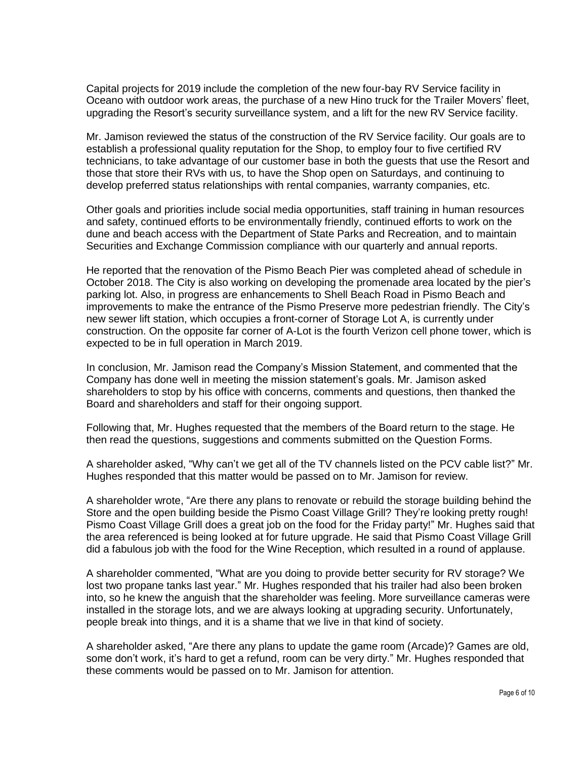Capital projects for 2019 include the completion of the new four-bay RV Service facility in Oceano with outdoor work areas, the purchase of a new Hino truck for the Trailer Movers' fleet, upgrading the Resort's security surveillance system, and a lift for the new RV Service facility.

Mr. Jamison reviewed the status of the construction of the RV Service facility. Our goals are to establish a professional quality reputation for the Shop, to employ four to five certified RV technicians, to take advantage of our customer base in both the guests that use the Resort and those that store their RVs with us, to have the Shop open on Saturdays, and continuing to develop preferred status relationships with rental companies, warranty companies, etc.

Other goals and priorities include social media opportunities, staff training in human resources and safety, continued efforts to be environmentally friendly, continued efforts to work on the dune and beach access with the Department of State Parks and Recreation, and to maintain Securities and Exchange Commission compliance with our quarterly and annual reports.

He reported that the renovation of the Pismo Beach Pier was completed ahead of schedule in October 2018. The City is also working on developing the promenade area located by the pier's parking lot. Also, in progress are enhancements to Shell Beach Road in Pismo Beach and improvements to make the entrance of the Pismo Preserve more pedestrian friendly. The City's new sewer lift station, which occupies a front-corner of Storage Lot A, is currently under construction. On the opposite far corner of A-Lot is the fourth Verizon cell phone tower, which is expected to be in full operation in March 2019.

In conclusion, Mr. Jamison read the Company's Mission Statement, and commented that the Company has done well in meeting the mission statement's goals. Mr. Jamison asked shareholders to stop by his office with concerns, comments and questions, then thanked the Board and shareholders and staff for their ongoing support.

Following that, Mr. Hughes requested that the members of the Board return to the stage. He then read the questions, suggestions and comments submitted on the Question Forms.

A shareholder asked, "Why can't we get all of the TV channels listed on the PCV cable list?" Mr. Hughes responded that this matter would be passed on to Mr. Jamison for review.

A shareholder wrote, "Are there any plans to renovate or rebuild the storage building behind the Store and the open building beside the Pismo Coast Village Grill? They're looking pretty rough! Pismo Coast Village Grill does a great job on the food for the Friday party!" Mr. Hughes said that the area referenced is being looked at for future upgrade. He said that Pismo Coast Village Grill did a fabulous job with the food for the Wine Reception, which resulted in a round of applause.

A shareholder commented, "What are you doing to provide better security for RV storage? We lost two propane tanks last year." Mr. Hughes responded that his trailer had also been broken into, so he knew the anguish that the shareholder was feeling. More surveillance cameras were installed in the storage lots, and we are always looking at upgrading security. Unfortunately, people break into things, and it is a shame that we live in that kind of society.

A shareholder asked, "Are there any plans to update the game room (Arcade)? Games are old, some don't work, it's hard to get a refund, room can be very dirty." Mr. Hughes responded that these comments would be passed on to Mr. Jamison for attention.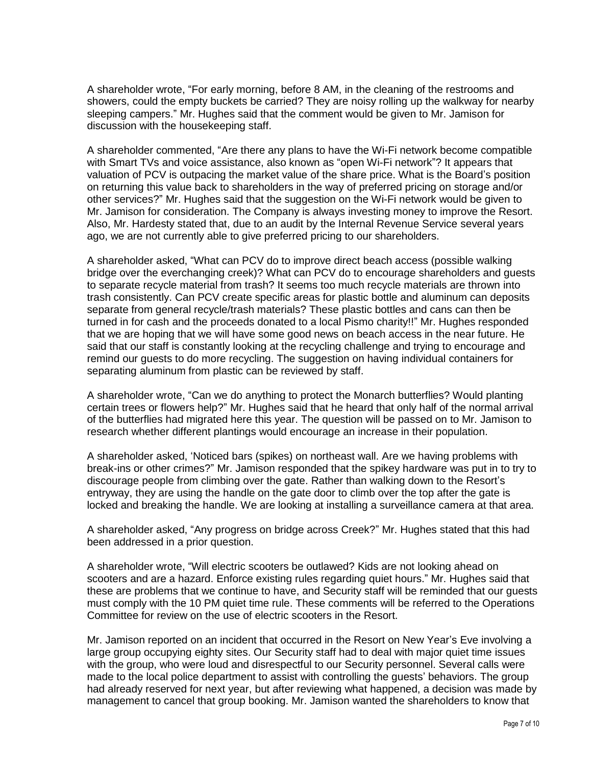A shareholder wrote, "For early morning, before 8 AM, in the cleaning of the restrooms and showers, could the empty buckets be carried? They are noisy rolling up the walkway for nearby sleeping campers." Mr. Hughes said that the comment would be given to Mr. Jamison for discussion with the housekeeping staff.

A shareholder commented, "Are there any plans to have the Wi-Fi network become compatible with Smart TVs and voice assistance, also known as "open Wi-Fi network"? It appears that valuation of PCV is outpacing the market value of the share price. What is the Board's position on returning this value back to shareholders in the way of preferred pricing on storage and/or other services?" Mr. Hughes said that the suggestion on the Wi-Fi network would be given to Mr. Jamison for consideration. The Company is always investing money to improve the Resort. Also, Mr. Hardesty stated that, due to an audit by the Internal Revenue Service several years ago, we are not currently able to give preferred pricing to our shareholders.

A shareholder asked, "What can PCV do to improve direct beach access (possible walking bridge over the everchanging creek)? What can PCV do to encourage shareholders and guests to separate recycle material from trash? It seems too much recycle materials are thrown into trash consistently. Can PCV create specific areas for plastic bottle and aluminum can deposits separate from general recycle/trash materials? These plastic bottles and cans can then be turned in for cash and the proceeds donated to a local Pismo charity!!" Mr. Hughes responded that we are hoping that we will have some good news on beach access in the near future. He said that our staff is constantly looking at the recycling challenge and trying to encourage and remind our guests to do more recycling. The suggestion on having individual containers for separating aluminum from plastic can be reviewed by staff.

A shareholder wrote, "Can we do anything to protect the Monarch butterflies? Would planting certain trees or flowers help?" Mr. Hughes said that he heard that only half of the normal arrival of the butterflies had migrated here this year. The question will be passed on to Mr. Jamison to research whether different plantings would encourage an increase in their population.

A shareholder asked, 'Noticed bars (spikes) on northeast wall. Are we having problems with break-ins or other crimes?" Mr. Jamison responded that the spikey hardware was put in to try to discourage people from climbing over the gate. Rather than walking down to the Resort's entryway, they are using the handle on the gate door to climb over the top after the gate is locked and breaking the handle. We are looking at installing a surveillance camera at that area.

A shareholder asked, "Any progress on bridge across Creek?" Mr. Hughes stated that this had been addressed in a prior question.

A shareholder wrote, "Will electric scooters be outlawed? Kids are not looking ahead on scooters and are a hazard. Enforce existing rules regarding quiet hours." Mr. Hughes said that these are problems that we continue to have, and Security staff will be reminded that our guests must comply with the 10 PM quiet time rule. These comments will be referred to the Operations Committee for review on the use of electric scooters in the Resort.

Mr. Jamison reported on an incident that occurred in the Resort on New Year's Eve involving a large group occupying eighty sites. Our Security staff had to deal with major quiet time issues with the group, who were loud and disrespectful to our Security personnel. Several calls were made to the local police department to assist with controlling the guests' behaviors. The group had already reserved for next year, but after reviewing what happened, a decision was made by management to cancel that group booking. Mr. Jamison wanted the shareholders to know that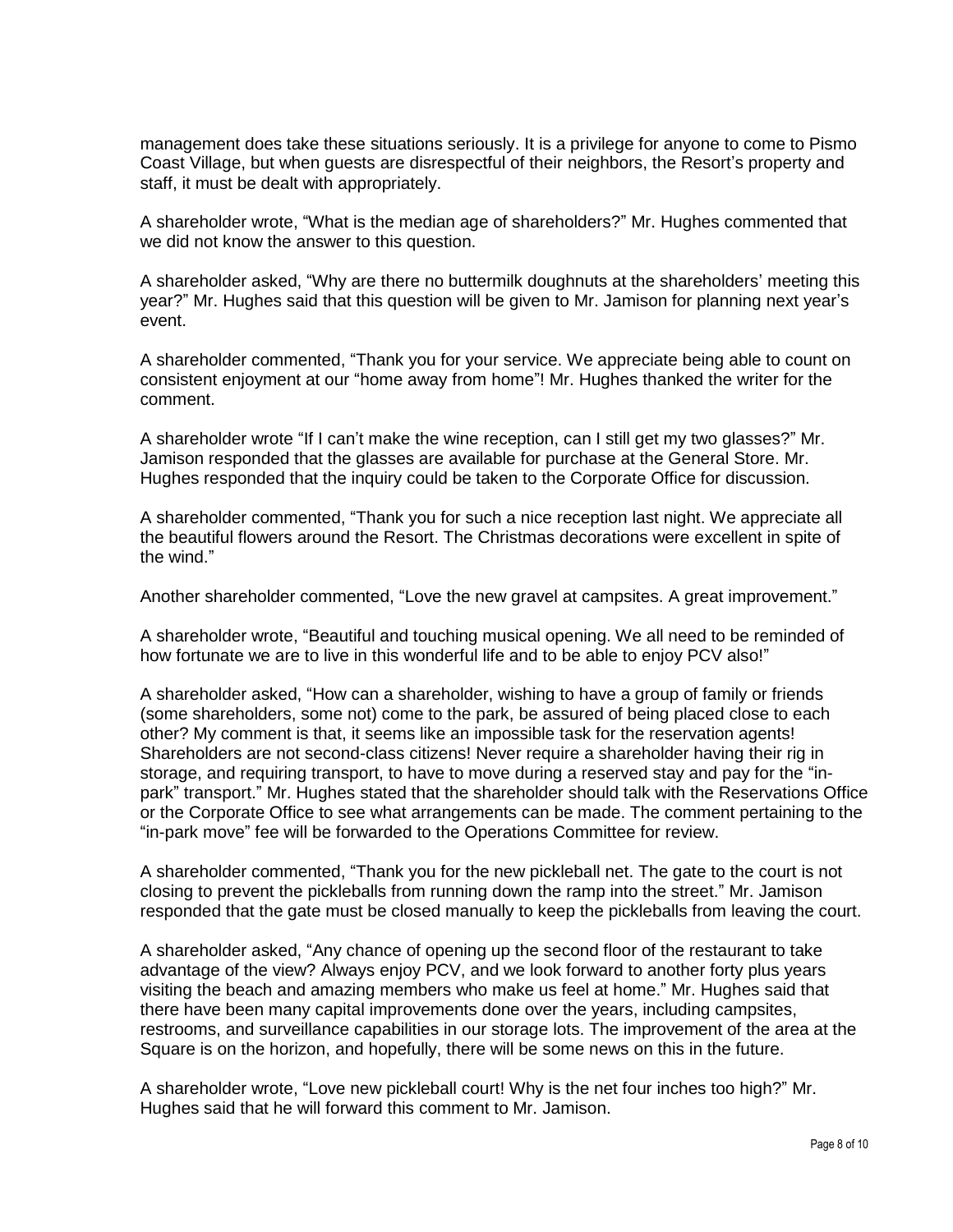management does take these situations seriously. It is a privilege for anyone to come to Pismo Coast Village, but when guests are disrespectful of their neighbors, the Resort's property and staff, it must be dealt with appropriately.

A shareholder wrote, "What is the median age of shareholders?" Mr. Hughes commented that we did not know the answer to this question.

A shareholder asked, "Why are there no buttermilk doughnuts at the shareholders' meeting this year?" Mr. Hughes said that this question will be given to Mr. Jamison for planning next year's event.

A shareholder commented, "Thank you for your service. We appreciate being able to count on consistent enjoyment at our "home away from home"! Mr. Hughes thanked the writer for the comment.

A shareholder wrote "If I can't make the wine reception, can I still get my two glasses?" Mr. Jamison responded that the glasses are available for purchase at the General Store. Mr. Hughes responded that the inquiry could be taken to the Corporate Office for discussion.

A shareholder commented, "Thank you for such a nice reception last night. We appreciate all the beautiful flowers around the Resort. The Christmas decorations were excellent in spite of the wind."

Another shareholder commented, "Love the new gravel at campsites. A great improvement."

A shareholder wrote, "Beautiful and touching musical opening. We all need to be reminded of how fortunate we are to live in this wonderful life and to be able to enjoy PCV also!"

A shareholder asked, "How can a shareholder, wishing to have a group of family or friends (some shareholders, some not) come to the park, be assured of being placed close to each other? My comment is that, it seems like an impossible task for the reservation agents! Shareholders are not second-class citizens! Never require a shareholder having their rig in storage, and requiring transport, to have to move during a reserved stay and pay for the "in-park" transport." Mr. Hughes stated that the shareholder should talk with the Reservations Office or the Corporate Office to see what arrangements can be made. The comment pertaining to the "in-park move" fee will be forwarded to the Operations Committee for review.

A shareholder commented, "Thank you for the new pickleball net. The gate to the court is not closing to prevent the pickleballs from running down the ramp into the street." Mr. Jamison responded that the gate must be closed manually to keep the pickleballs from leaving the court.

A shareholder asked, "Any chance of opening up the second floor of the restaurant to take advantage of the view? Always enjoy PCV, and we look forward to another forty plus years visiting the beach and amazing members who make us feel at home." Mr. Hughes said that there have been many capital improvements done over the years, including campsites, restrooms, and surveillance capabilities in our storage lots. The improvement of the area at the Square is on the horizon, and hopefully, there will be some news on this in the future.

A shareholder wrote, "Love new pickleball court! Why is the net four inches too high?" Mr. Hughes said that he will forward this comment to Mr. Jamison.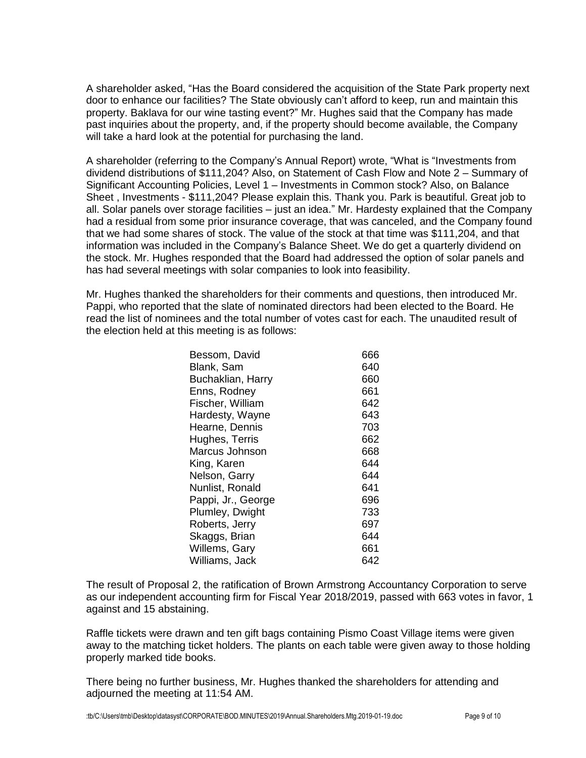A shareholder asked, "Has the Board considered the acquisition of the State Park property next door to enhance our facilities? The State obviously can't afford to keep, run and maintain this property. Baklava for our wine tasting event?" Mr. Hughes said that the Company has made past inquiries about the property, and, if the property should become available, the Company will take a hard look at the potential for purchasing the land.

A shareholder (referring to the Company's Annual Report) wrote, "What is "Investments from dividend distributions of $111,204? Also, on Statement of Cash Flow and Note 2 – Summary of Significant Accounting Policies, Level 1 – Investments in Common stock? Also, on Balance Sheet , Investments - $111,204? Please explain this. Thank you. Park is beautiful. Great job to all. Solar panels over storage facilities – just an idea." Mr. Hardesty explained that the Company had a residual from some prior insurance coverage, that was canceled, and the Company found that we had some shares of stock. The value of the stock at that time was $111,204, and that information was included in the Company's Balance Sheet. We do get a quarterly dividend on the stock. Mr. Hughes responded that the Board had addressed the option of solar panels and has had several meetings with solar companies to look into feasibility.

Mr. Hughes thanked the shareholders for their comments and questions, then introduced Mr. Pappi, who reported that the slate of nominated directors had been elected to the Board. He read the list of nominees and the total number of votes cast for each. The unaudited result of the election held at this meeting is as follows:

| | |
|---|---|
| Bessom, David | 666 |
| Blank, Sam | 640 |
| Buchaklian, Harry | 660 |
| Enns, Rodney | 661 |
| Fischer, William | 642 |
| Hardesty, Wayne | 643 |
| Hearne, Dennis | 703 |
| Hughes, Terris | 662 |
| Marcus Johnson | 668 |
| King, Karen | 644 |
| Nelson, Garry | 644 |
| Nunlist, Ronald | 641 |
| Pappi, Jr., George | 696 |
| Plumley, Dwight | 733 |
| Roberts, Jerry | 697 |
| Skaggs, Brian | 644 |
| Willems, Gary | 661 |
| Williams, Jack | 642 |

The result of Proposal 2, the ratification of Brown Armstrong Accountancy Corporation to serve as our independent accounting firm for Fiscal Year 2018/2019, passed with 663 votes in favor, 1 against and 15 abstaining.

Raffle tickets were drawn and ten gift bags containing Pismo Coast Village items were given away to the matching ticket holders. The plants on each table were given away to those holding properly marked tide books.

There being no further business, Mr. Hughes thanked the shareholders for attending and adjourned the meeting at 11:54 AM.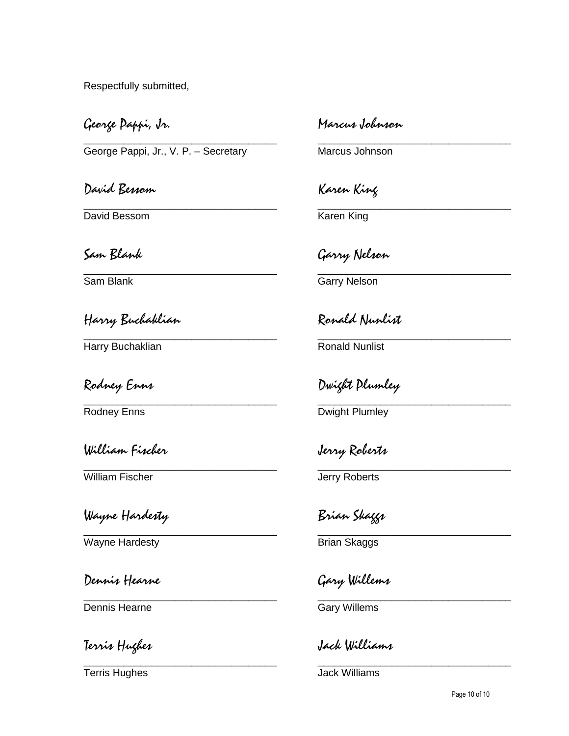Respectfully submitted,

| | |
|---|---|
| *George Pappi, Jr.* | *Marcus Johnson* |
| George Pappi, Jr., V. P. – Secretary | Marcus Johnson |
| *David Bessom* | *Karen King* |
| David Bessom | Karen King |
| *Sam Blank* | *Garry Nelson* |
| Sam Blank | Garry Nelson |
| *Harry Buchaklian* | *Ronald Nunlist* |
| Harry Buchaklian | Ronald Nunlist |
| *Rodney Enns* | *Dwight Plumley* |
| Rodney Enns | Dwight Plumley |
| *William Fischer* | *Jerry Roberts* |
| William Fischer | Jerry Roberts |
| *Wayne Hardesty* | *Brian Skaggs* |
| Wayne Hardesty | Brian Skaggs |
| *Dennis Hearne* | *Gary Willems* |
| Dennis Hearne | Gary Willems |
| *Terris Hughes* | *Jack Williams* |
| Terris Hughes | Jack Williams |